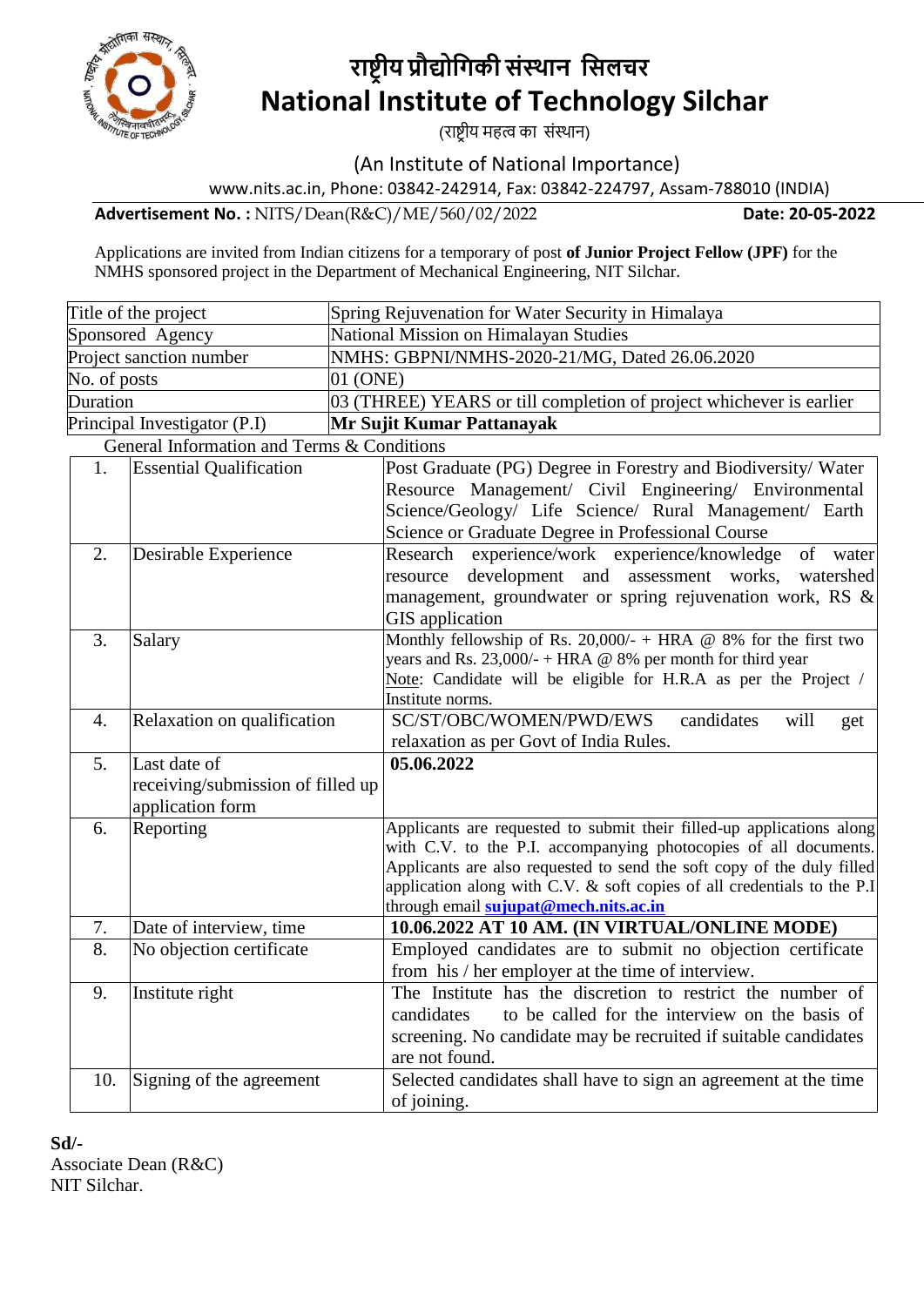# राष्ट्रीय प्रौद्योगिकी संस्थान सिलचर

# National Institute of Technology Silchar

(राष्ट्रीय महत्व का संस्थान)

(An Institute of National Importance)

www.nits.ac.in, Phone: 03842-242914, Fax: 03842-224797, Assam-788010 (INDIA)

**Advertisement No. :** NITS/Dean(R&C)/ME/560/02/2022 **Date: 20-05-2022**

Applications are invited from Indian citizens for a temporary of post **of Junior Project Fellow (JPF)** for the NMHS sponsored project in the Department of Mechanical Engineering, NIT Silchar.

| | |
|---|---|
| Title of the project | Spring Rejuvenation for Water Security in Himalaya |
| Sponsored Agency | National Mission on Himalayan Studies |
| Project sanction number | NMHS: GBPNI/NMHS-2020-21/MG, Dated 26.06.2020 |
| No. of posts | 01 (ONE) |
| Duration | 03 (THREE) YEARS or till completion of project whichever is earlier |
| Principal Investigator (P.I) | **Mr Sujit Kumar Pattanayak** |

General Information and Terms & Conditions

| | | |
|---|---|---|
| 1. | Essential Qualification | Post Graduate (PG) Degree in Forestry and Biodiversity/ Water Resource Management/ Civil Engineering/ Environmental Science/Geology/ Life Science/ Rural Management/ Earth Science or Graduate Degree in Professional Course |
| 2. | Desirable Experience | Research experience/work experience/knowledge of water resource development and assessment works, watershed management, groundwater or spring rejuvenation work, RS & GIS application |
| 3. | Salary | Monthly fellowship of Rs. 20,000/- + HRA @ 8% for the first two years and Rs. 23,000/- + HRA @ 8% per month for third year<br>Note: Candidate will be eligible for H.R.A as per the Project / Institute norms. |
| 4. | Relaxation on qualification | SC/ST/OBC/WOMEN/PWD/EWS candidates will get relaxation as per Govt of India Rules. |
| 5. | Last date of receiving/submission of filled up application form | **05.06.2022** |
| 6. | Reporting | Applicants are requested to submit their filled-up applications along with C.V. to the P.I. accompanying photocopies of all documents. Applicants are also requested to send the soft copy of the duly filled application along with C.V. & soft copies of all credentials to the P.I through email **sujupat@mech.nits.ac.in** |
| 7. | Date of interview, time | **10.06.2022 AT 10 AM. (IN VIRTUAL/ONLINE MODE)** |
| 8. | No objection certificate | Employed candidates are to submit no objection certificate from his / her employer at the time of interview. |
| 9. | Institute right | The Institute has the discretion to restrict the number of candidates to be called for the interview on the basis of screening. No candidate may be recruited if suitable candidates are not found. |
| 10. | Signing of the agreement | Selected candidates shall have to sign an agreement at the time of joining. |

**Sd/-**
Associate Dean (R&C)
NIT Silchar.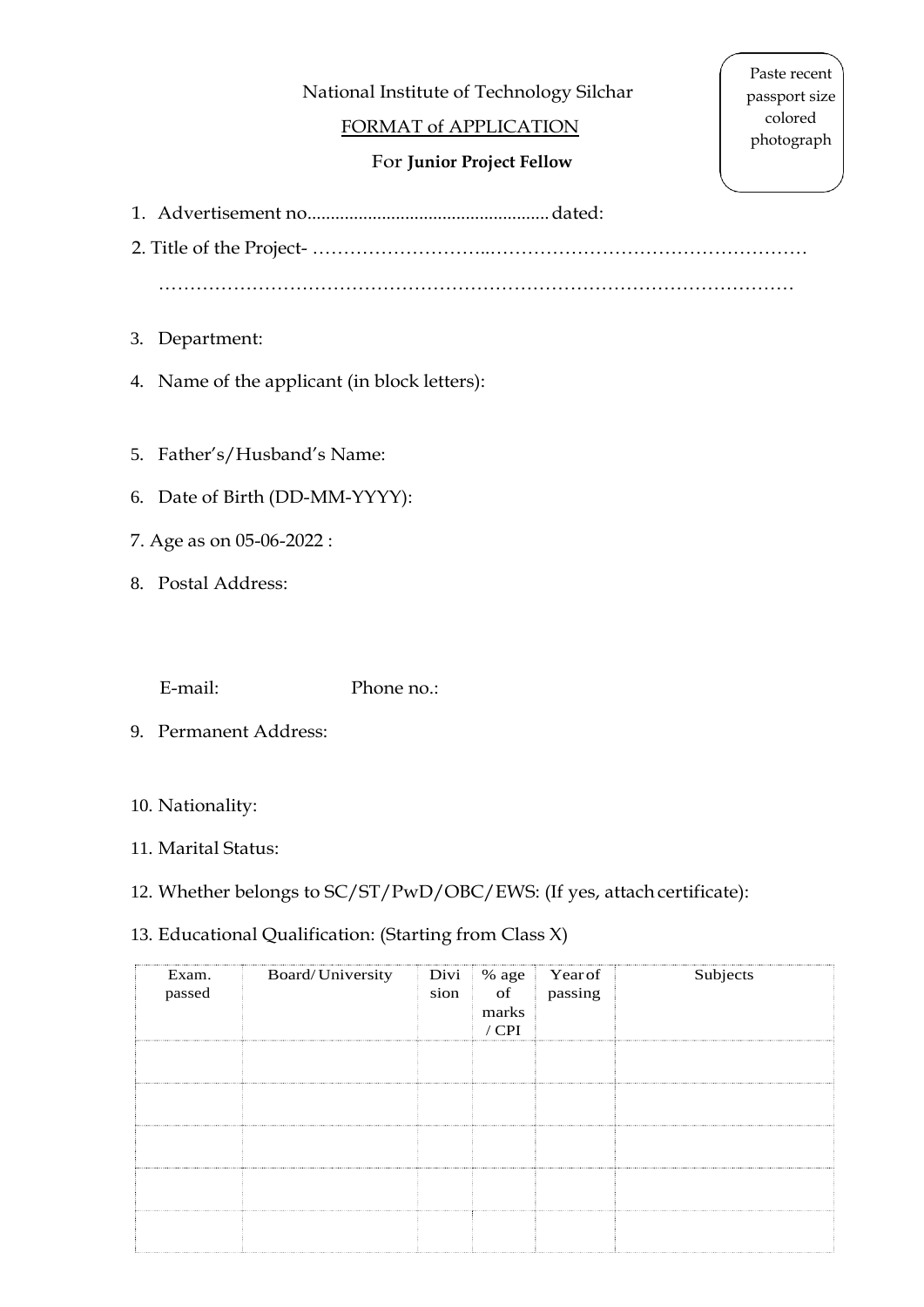Paste recent passport size colored photograph

National Institute of Technology Silchar

FORMAT of APPLICATION

For **Junior Project Fellow**

1. Advertisement no.................................................... dated:

2. Title of the Project- ………………………..……………………………………………

……………………………………………………………………………………………

3. Department:

4. Name of the applicant (in block letters):

5. Father's/Husband's Name:

6. Date of Birth (DD-MM-YYYY):

7. Age as on 05-06-2022 :

8. Postal Address:

   E-mail: Phone no.:

9. Permanent Address:

10. Nationality:

11. Marital Status:

12. Whether belongs to SC/ST/PwD/OBC/EWS: (If yes, attach certificate):

13. Educational Qualification: (Starting from Class X)

| Exam. passed | Board/ University | Division | % age of marks / CPI | Year of passing | Subjects |
|---|---|---|---|---|---|
| | | | | | |
| | | | | | |
| | | | | | |
| | | | | | |
| | | | | | |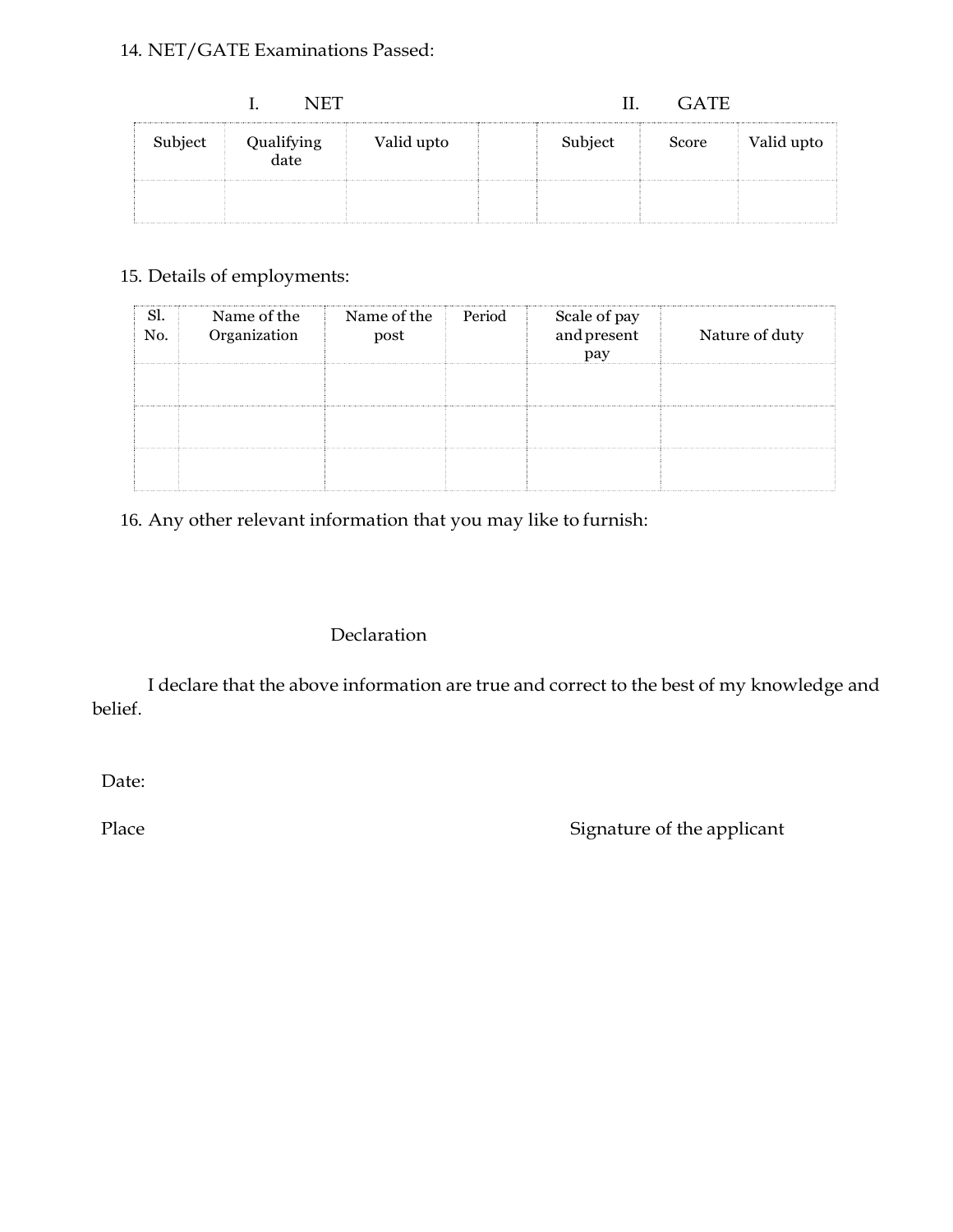14. NET/GATE Examinations Passed:

| I. NET | | | | II. GATE | | |
|---|---|---|---|---|---|---|
| Subject | Qualifying date | Valid upto | | Subject | Score | Valid upto |
| | | | | | | |

15. Details of employments:

| Sl. No. | Name of the Organization | Name of the post | Period | Scale of pay and present pay | Nature of duty |
|---|---|---|---|---|---|
| | | | | | |
| | | | | | |
| | | | | | |

16. Any other relevant information that you may like to furnish:

Declaration

I declare that the above information are true and correct to the best of my knowledge and belief.

Date:

Place

Signature of the applicant